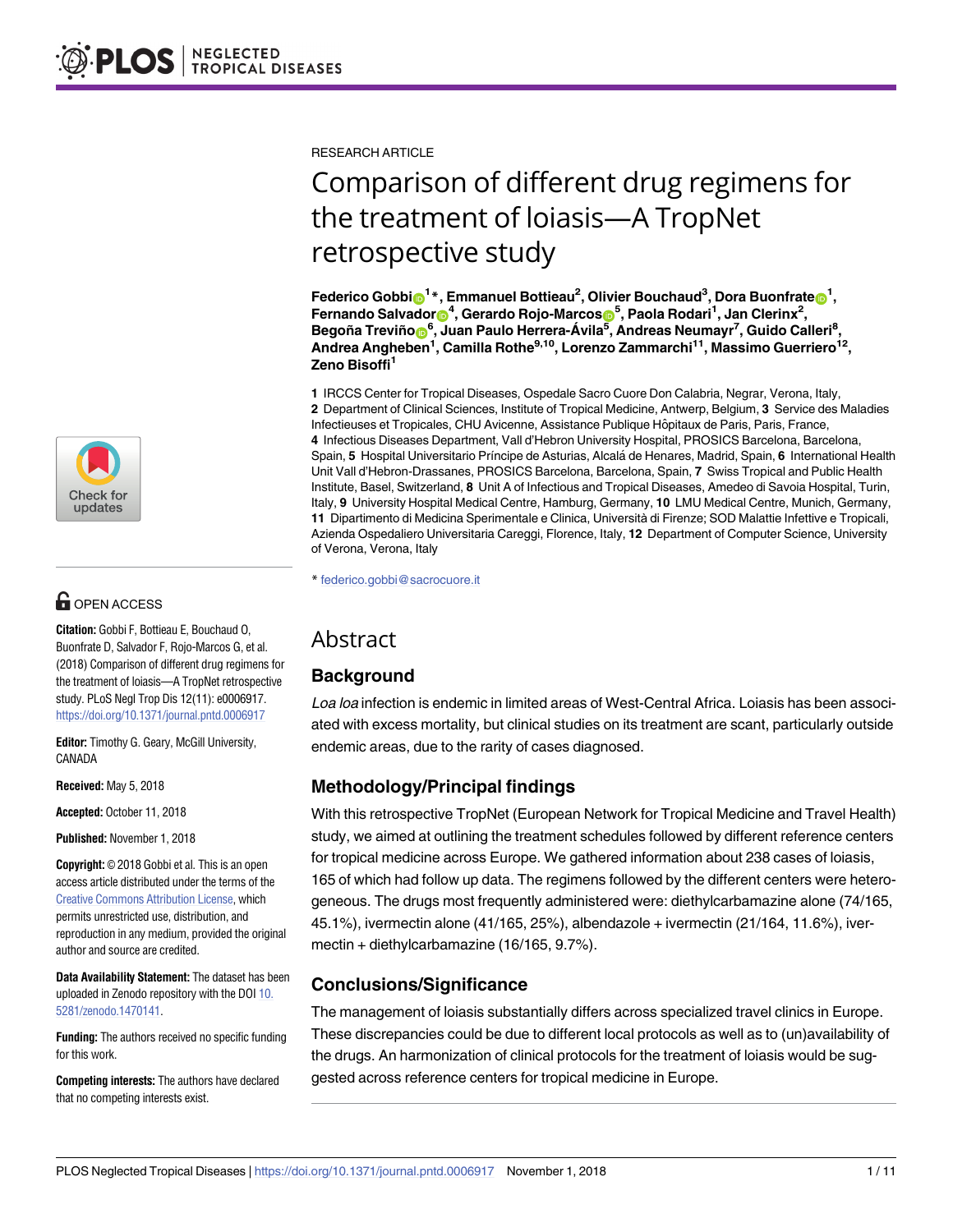RESEARCH ARTICLE

# Comparison of different drug regimens for the treatment of loiasis—A TropNet retrospective study

**Federico Gobbi[1]*, Emmanuel Bottieau[2], Olivier Bouchaud[3], Dora Buonfrate[1], Fernando Salvador[4], Gerardo Rojo-Marcos[5], Paola Rodari[1], Jan Clerinx[2], Begoña Treviño[6], Juan Paulo Herrera-Ávila[5], Andreas Neumayr[7], Guido Calleri[8], Andrea Angheben[1], Camilla Rothe[9,10], Lorenzo Zammarchi[11], Massimo Guerriero[12], Zeno Bisoffi[1]**

**1** IRCCS Center for Tropical Diseases, Ospedale Sacro Cuore Don Calabria, Negrar, Verona, Italy, **2** Department of Clinical Sciences, Institute of Tropical Medicine, Antwerp, Belgium, **3** Service des Maladies Infectieuses et Tropicales, CHU Avicenne, Assistance Publique Hôpitaux de Paris, Paris, France, **4** Infectious Diseases Department, Vall d'Hebron University Hospital, PROSICS Barcelona, Barcelona, Spain, **5** Hospital Universitario Príncipe de Asturias, Alcalá de Henares, Madrid, Spain, **6** International Health Unit Vall d'Hebron-Drassanes, PROSICS Barcelona, Barcelona, Spain, **7** Swiss Tropical and Public Health Institute, Basel, Switzerland, **8** Unit A of Infectious and Tropical Diseases, Amedeo di Savoia Hospital, Turin, Italy, **9** University Hospital Medical Centre, Hamburg, Germany, **10** LMU Medical Centre, Munich, Germany, **11** Dipartimento di Medicina Sperimentale e Clinica, Università di Firenze; SOD Malattie Infettive e Tropicali, Azienda Ospedaliero Universitaria Careggi, Florence, Italy, **12** Department of Computer Science, University of Verona, Verona, Italy

* federico.gobbi@sacrocuore.it

OPEN ACCESS

**Citation:** Gobbi F, Bottieau E, Bouchaud O, Buonfrate D, Salvador F, Rojo-Marcos G, et al. (2018) Comparison of different drug regimens for the treatment of loiasis—A TropNet retrospective study. PLoS Negl Trop Dis 12(11): e0006917. https://doi.org/10.1371/journal.pntd.0006917

**Editor:** Timothy G. Geary, McGill University, CANADA

**Received:** May 5, 2018

**Accepted:** October 11, 2018

**Published:** November 1, 2018

**Copyright:** © 2018 Gobbi et al. This is an open access article distributed under the terms of the Creative Commons Attribution License, which permits unrestricted use, distribution, and reproduction in any medium, provided the original author and source are credited.

**Data Availability Statement:** The dataset has been uploaded in Zenodo repository with the DOI 10.5281/zenodo.1470141.

**Funding:** The authors received no specific funding for this work.

**Competing interests:** The authors have declared that no competing interests exist.

## Abstract

### Background

*Loa loa* infection is endemic in limited areas of West-Central Africa. Loiasis has been associated with excess mortality, but clinical studies on its treatment are scant, particularly outside endemic areas, due to the rarity of cases diagnosed.

### Methodology/Principal findings

With this retrospective TropNet (European Network for Tropical Medicine and Travel Health) study, we aimed at outlining the treatment schedules followed by different reference centers for tropical medicine across Europe. We gathered information about 238 cases of loiasis, 165 of which had follow up data. The regimens followed by the different centers were heterogeneous. The drugs most frequently administered were: diethylcarbamazine alone (74/165, 45.1%), ivermectin alone (41/165, 25%), albendazole + ivermectin (21/164, 11.6%), ivermectin + diethylcarbamazine (16/165, 9.7%).

### Conclusions/Significance

The management of loiasis substantially differs across specialized travel clinics in Europe. These discrepancies could be due to different local protocols as well as to (un)availability of the drugs. An harmonization of clinical protocols for the treatment of loiasis would be suggested across reference centers for tropical medicine in Europe.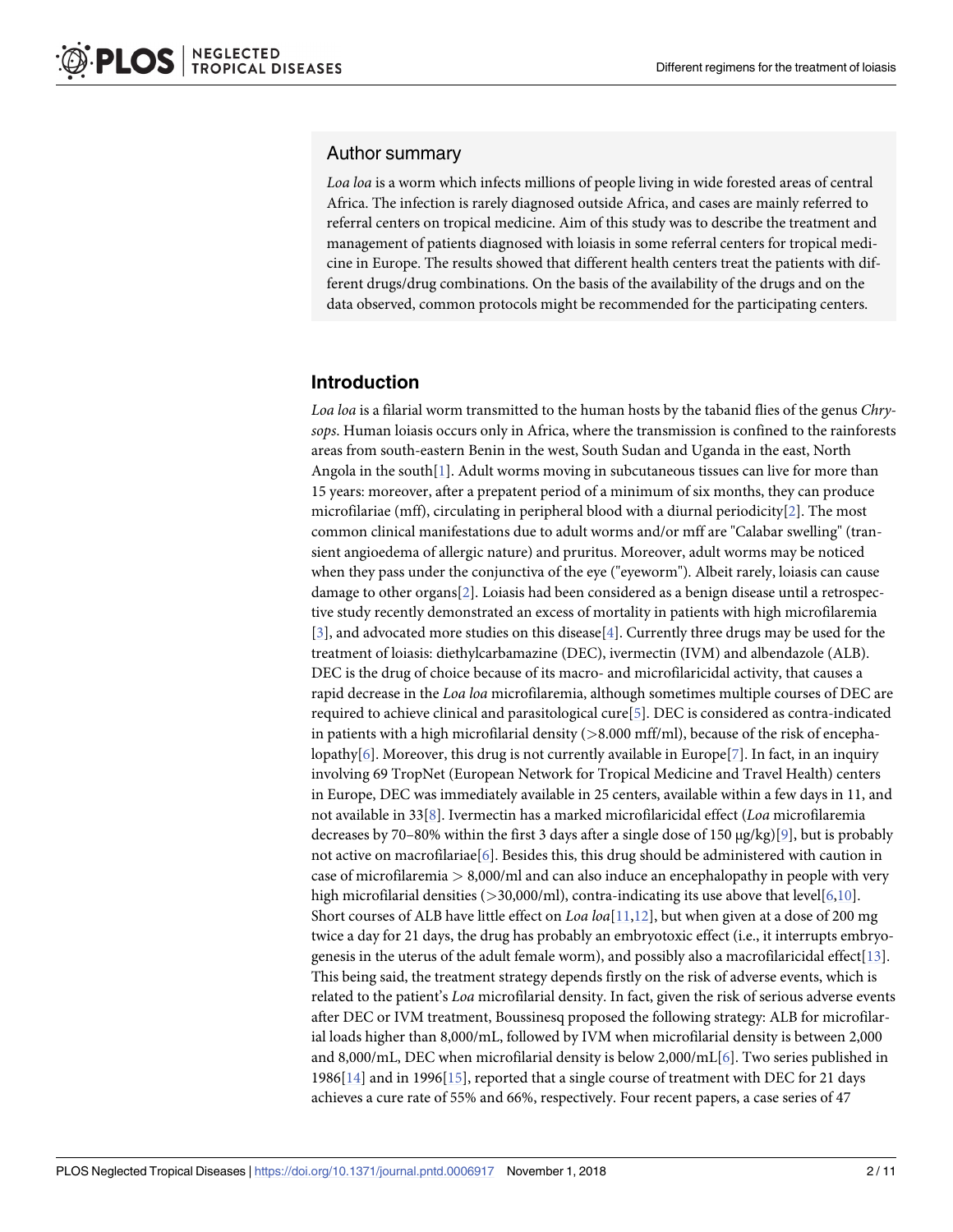## Author summary

*Loa loa* is a worm which infects millions of people living in wide forested areas of central Africa. The infection is rarely diagnosed outside Africa, and cases are mainly referred to referral centers on tropical medicine. Aim of this study was to describe the treatment and management of patients diagnosed with loiasis in some referral centers for tropical medicine in Europe. The results showed that different health centers treat the patients with different drugs/drug combinations. On the basis of the availability of the drugs and on the data observed, common protocols might be recommended for the participating centers.

## Introduction

*Loa loa* is a filarial worm transmitted to the human hosts by the tabanid flies of the genus *Chrysops*. Human loiasis occurs only in Africa, where the transmission is confined to the rainforests areas from south-eastern Benin in the west, South Sudan and Uganda in the east, North Angola in the south[1]. Adult worms moving in subcutaneous tissues can live for more than 15 years: moreover, after a prepatent period of a minimum of six months, they can produce microfilariae (mff), circulating in peripheral blood with a diurnal periodicity[2]. The most common clinical manifestations due to adult worms and/or mff are "Calabar swelling" (transient angioedema of allergic nature) and pruritus. Moreover, adult worms may be noticed when they pass under the conjunctiva of the eye ("eyeworm"). Albeit rarely, loiasis can cause damage to other organs[2]. Loiasis had been considered as a benign disease until a retrospective study recently demonstrated an excess of mortality in patients with high microfilaremia [3], and advocated more studies on this disease[4]. Currently three drugs may be used for the treatment of loiasis: diethylcarbamazine (DEC), ivermectin (IVM) and albendazole (ALB). DEC is the drug of choice because of its macro- and microfilaricidal activity, that causes a rapid decrease in the *Loa loa* microfilaremia, although sometimes multiple courses of DEC are required to achieve clinical and parasitological cure[5]. DEC is considered as contra-indicated in patients with a high microfilarial density (>8.000 mff/ml), because of the risk of encephalopathy[6]. Moreover, this drug is not currently available in Europe[7]. In fact, in an inquiry involving 69 TropNet (European Network for Tropical Medicine and Travel Health) centers in Europe, DEC was immediately available in 25 centers, available within a few days in 11, and not available in 33[8]. Ivermectin has a marked microfilaricidal effect (*Loa* microfilaremia decreases by 70–80% within the first 3 days after a single dose of 150 μg/kg)[9], but is probably not active on macrofilariae[6]. Besides this, this drug should be administered with caution in case of microfilaremia > 8,000/ml and can also induce an encephalopathy in people with very high microfilarial densities (>30,000/ml), contra-indicating its use above that level[6,10]. Short courses of ALB have little effect on *Loa loa*[11,12], but when given at a dose of 200 mg twice a day for 21 days, the drug has probably an embryotoxic effect (i.e., it interrupts embryogenesis in the uterus of the adult female worm), and possibly also a macrofilaricidal effect[13]. This being said, the treatment strategy depends firstly on the risk of adverse events, which is related to the patient's *Loa* microfilarial density. In fact, given the risk of serious adverse events after DEC or IVM treatment, Boussinesq proposed the following strategy: ALB for microfilarial loads higher than 8,000/mL, followed by IVM when microfilarial density is between 2,000 and 8,000/mL, DEC when microfilarial density is below 2,000/mL[6]. Two series published in 1986[14] and in 1996[15], reported that a single course of treatment with DEC for 21 days achieves a cure rate of 55% and 66%, respectively. Four recent papers, a case series of 47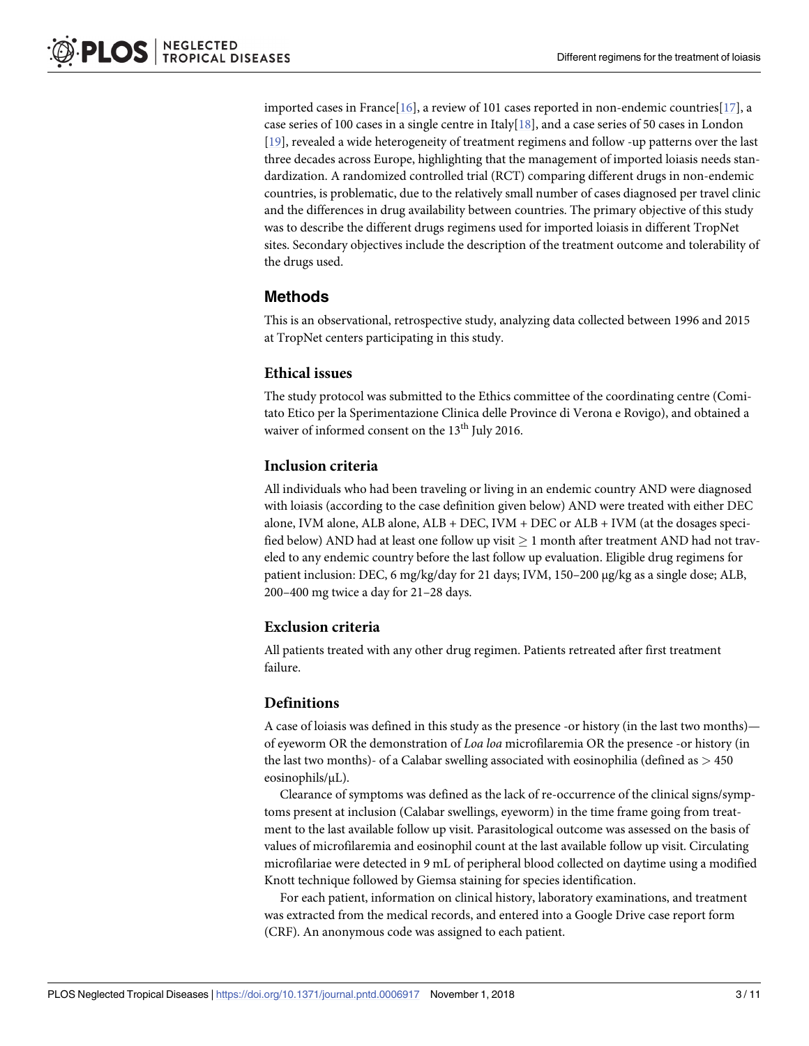imported cases in France[16], a review of 101 cases reported in non-endemic countries[17], a case series of 100 cases in a single centre in Italy[18], and a case series of 50 cases in London [19], revealed a wide heterogeneity of treatment regimens and follow -up patterns over the last three decades across Europe, highlighting that the management of imported loiasis needs standardization. A randomized controlled trial (RCT) comparing different drugs in non-endemic countries, is problematic, due to the relatively small number of cases diagnosed per travel clinic and the differences in drug availability between countries. The primary objective of this study was to describe the different drugs regimens used for imported loiasis in different TropNet sites. Secondary objectives include the description of the treatment outcome and tolerability of the drugs used.

## Methods

This is an observational, retrospective study, analyzing data collected between 1996 and 2015 at TropNet centers participating in this study.

### Ethical issues

The study protocol was submitted to the Ethics committee of the coordinating centre (Comitato Etico per la Sperimentazione Clinica delle Province di Verona e Rovigo), and obtained a waiver of informed consent on the 13th July 2016.

### Inclusion criteria

All individuals who had been traveling or living in an endemic country AND were diagnosed with loiasis (according to the case definition given below) AND were treated with either DEC alone, IVM alone, ALB alone, ALB + DEC, IVM + DEC or ALB + IVM (at the dosages specified below) AND had at least one follow up visit $\geq$ 1 month after treatment AND had not traveled to any endemic country before the last follow up evaluation. Eligible drug regimens for patient inclusion: DEC, 6 mg/kg/day for 21 days; IVM, 150–200 μg/kg as a single dose; ALB, 200–400 mg twice a day for 21–28 days.

### Exclusion criteria

All patients treated with any other drug regimen. Patients retreated after first treatment failure.

### Definitions

A case of loiasis was defined in this study as the presence -or history (in the last two months)—of eyeworm OR the demonstration of *Loa loa* microfilaremia OR the presence -or history (in the last two months)- of a Calabar swelling associated with eosinophilia (defined as $>$ 450 eosinophils/μL).

Clearance of symptoms was defined as the lack of re-occurrence of the clinical signs/symptoms present at inclusion (Calabar swellings, eyeworm) in the time frame going from treatment to the last available follow up visit. Parasitological outcome was assessed on the basis of values of microfilaremia and eosinophil count at the last available follow up visit. Circulating microfilariae were detected in 9 mL of peripheral blood collected on daytime using a modified Knott technique followed by Giemsa staining for species identification.

For each patient, information on clinical history, laboratory examinations, and treatment was extracted from the medical records, and entered into a Google Drive case report form (CRF). An anonymous code was assigned to each patient.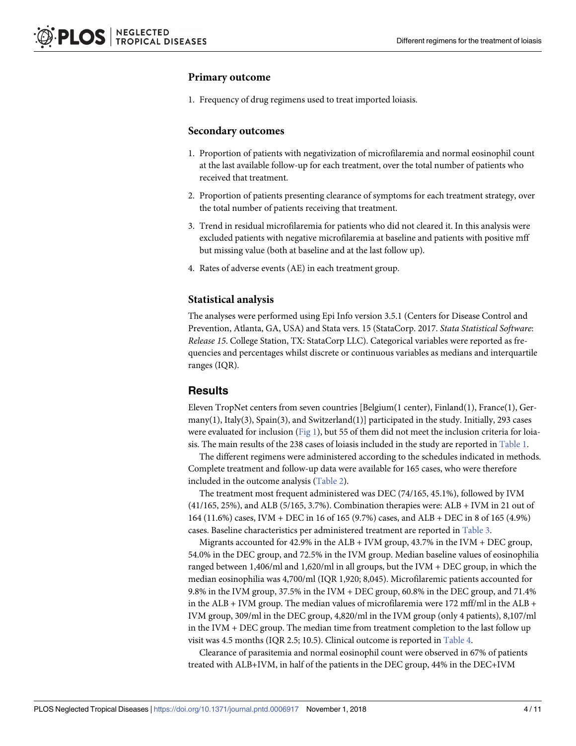### Primary outcome

1. Frequency of drug regimens used to treat imported loiasis.

### Secondary outcomes

1. Proportion of patients with negativization of microfilaremia and normal eosinophil count at the last available follow-up for each treatment, over the total number of patients who received that treatment.
2. Proportion of patients presenting clearance of symptoms for each treatment strategy, over the total number of patients receiving that treatment.
3. Trend in residual microfilaremia for patients who did not cleared it. In this analysis were excluded patients with negative microfilaremia at baseline and patients with positive mff but missing value (both at baseline and at the last follow up).
4. Rates of adverse events (AE) in each treatment group.

### Statistical analysis

The analyses were performed using Epi Info version 3.5.1 (Centers for Disease Control and Prevention, Atlanta, GA, USA) and Stata vers. 15 (StataCorp. 2017. *Stata Statistical Software: Release 15*. College Station, TX: StataCorp LLC). Categorical variables were reported as frequencies and percentages whilst discrete or continuous variables as medians and interquartile ranges (IQR).

## Results

Eleven TropNet centers from seven countries [Belgium(1 center), Finland(1), France(1), Germany(1), Italy(3), Spain(3), and Switzerland(1)] participated in the study. Initially, 293 cases were evaluated for inclusion (Fig 1), but 55 of them did not meet the inclusion criteria for loiasis. The main results of the 238 cases of loiasis included in the study are reported in Table 1.

The different regimens were administered according to the schedules indicated in methods. Complete treatment and follow-up data were available for 165 cases, who were therefore included in the outcome analysis (Table 2).

The treatment most frequent administered was DEC (74/165, 45.1%), followed by IVM (41/165, 25%), and ALB (5/165, 3.7%). Combination therapies were: ALB + IVM in 21 out of 164 (11.6%) cases, IVM + DEC in 16 of 165 (9.7%) cases, and ALB + DEC in 8 of 165 (4.9%) cases. Baseline characteristics per administered treatment are reported in Table 3.

Migrants accounted for 42.9% in the ALB + IVM group, 43.7% in the IVM + DEC group, 54.0% in the DEC group, and 72.5% in the IVM group. Median baseline values of eosinophilia ranged between 1,406/ml and 1,620/ml in all groups, but the IVM + DEC group, in which the median eosinophilia was 4,700/ml (IQR 1,920; 8,045). Microfilaremic patients accounted for 9.8% in the IVM group, 37.5% in the IVM + DEC group, 60.8% in the DEC group, and 71.4% in the ALB + IVM group. The median values of microfilaremia were 172 mff/ml in the ALB + IVM group, 309/ml in the DEC group, 4,820/ml in the IVM group (only 4 patients), 8,107/ml in the IVM + DEC group. The median time from treatment completion to the last follow up visit was 4.5 months (IQR 2.5; 10.5). Clinical outcome is reported in Table 4.

Clearance of parasitemia and normal eosinophil count were observed in 67% of patients treated with ALB+IVM, in half of the patients in the DEC group, 44% in the DEC+IVM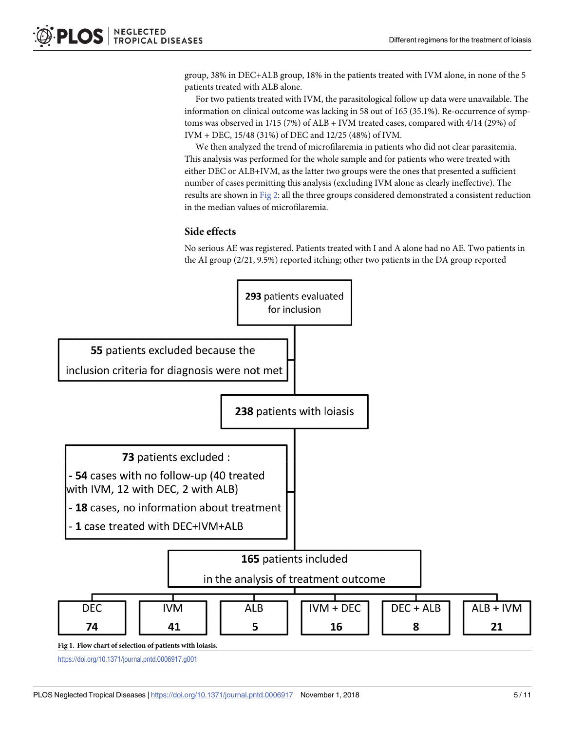group, 38% in DEC+ALB group, 18% in the patients treated with IVM alone, in none of the 5 patients treated with ALB alone.

For two patients treated with IVM, the parasitological follow up data were unavailable. The information on clinical outcome was lacking in 58 out of 165 (35.1%). Re-occurrence of symptoms was observed in 1/15 (7%) of ALB + IVM treated cases, compared with 4/14 (29%) of IVM + DEC, 15/48 (31%) of DEC and 12/25 (48%) of IVM.

We then analyzed the trend of microfilaremia in patients who did not clear parasitemia. This analysis was performed for the whole sample and for patients who were treated with either DEC or ALB+IVM, as the latter two groups were the ones that presented a sufficient number of cases permitting this analysis (excluding IVM alone as clearly ineffective). The results are shown in Fig 2: all the three groups considered demonstrated a consistent reduction in the median values of microfilaremia.

### Side effects

No serious AE was registered. Patients treated with I and A alone had no AE. Two patients in the AI group (2/21, 9.5%) reported itching; other two patients in the DA group reported

**293** patients evaluated for inclusion

**55** patients excluded because the inclusion criteria for diagnosis were not met

**238** patients with loiasis

**73** patients excluded :
- **54** cases with no follow-up (40 treated with IVM, 12 with DEC, 2 with ALB)
- **18** cases, no information about treatment
- **1** case treated with DEC+IVM+ALB

**165** patients included in the analysis of treatment outcome

| DEC | IVM | ALB | IVM + DEC | DEC + ALB | ALB + IVM |
|---|---|---|---|---|---|
| 74 | 41 | 5 | 16 | 8 | 21 |

**Fig 1. Flow chart of selection of patients with loiasis.**

https://doi.org/10.1371/journal.pntd.0006917.g001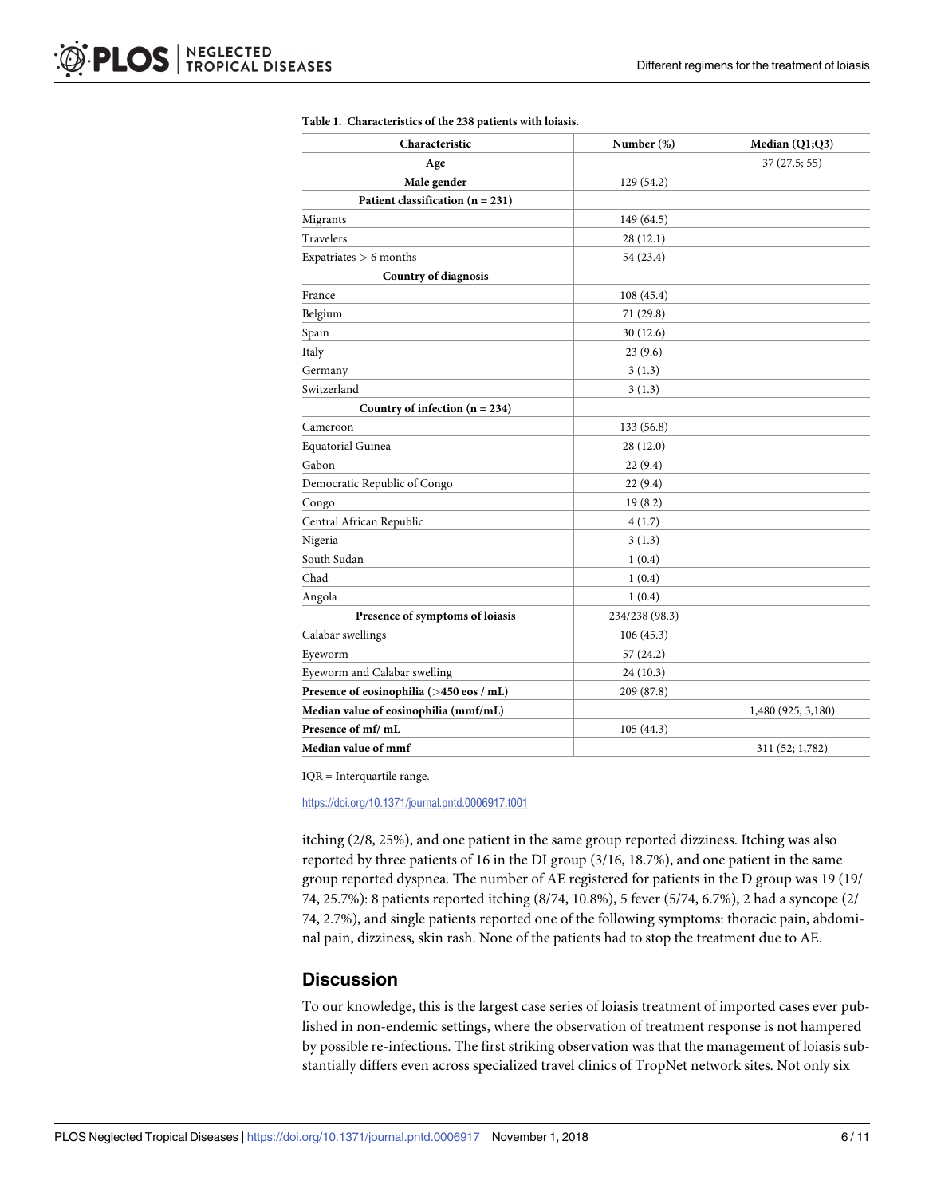**Table 1. Characteristics of the 238 patients with loiasis.**

| Characteristic | Number (%) | Median (Q1;Q3) |
|---|---|---|
| **Age** | | 37 (27.5; 55) |
| **Male gender** | 129 (54.2) | |
| **Patient classification (n = 231)** | | |
| Migrants | 149 (64.5) | |
| Travelers | 28 (12.1) | |
| Expatriates > 6 months | 54 (23.4) | |
| **Country of diagnosis** | | |
| France | 108 (45.4) | |
| Belgium | 71 (29.8) | |
| Spain | 30 (12.6) | |
| Italy | 23 (9.6) | |
| Germany | 3 (1.3) | |
| Switzerland | 3 (1.3) | |
| **Country of infection (n = 234)** | | |
| Cameroon | 133 (56.8) | |
| Equatorial Guinea | 28 (12.0) | |
| Gabon | 22 (9.4) | |
| Democratic Republic of Congo | 22 (9.4) | |
| Congo | 19 (8.2) | |
| Central African Republic | 4 (1.7) | |
| Nigeria | 3 (1.3) | |
| South Sudan | 1 (0.4) | |
| Chad | 1 (0.4) | |
| Angola | 1 (0.4) | |
| **Presence of symptoms of loiasis** | 234/238 (98.3) | |
| Calabar swellings | 106 (45.3) | |
| Eyeworm | 57 (24.2) | |
| Eyeworm and Calabar swelling | 24 (10.3) | |
| **Presence of eosinophilia (>450 eos / mL)** | 209 (87.8) | |
| **Median value of eosinophilia (mmf/mL)** | | 1,480 (925; 3,180) |
| **Presence of mf/ mL** | 105 (44.3) | |
| **Median value of mmf** | | 311 (52; 1,782) |

IQR = Interquartile range.

https://doi.org/10.1371/journal.pntd.0006917.t001

itching (2/8, 25%), and one patient in the same group reported dizziness. Itching was also reported by three patients of 16 in the DI group (3/16, 18.7%), and one patient in the same group reported dyspnea. The number of AE registered for patients in the D group was 19 (19/74, 25.7%): 8 patients reported itching (8/74, 10.8%), 5 fever (5/74, 6.7%), 2 had a syncope (2/74, 2.7%), and single patients reported one of the following symptoms: thoracic pain, abdominal pain, dizziness, skin rash. None of the patients had to stop the treatment due to AE.

## Discussion

To our knowledge, this is the largest case series of loiasis treatment of imported cases ever published in non-endemic settings, where the observation of treatment response is not hampered by possible re-infections. The first striking observation was that the management of loiasis substantially differs even across specialized travel clinics of TropNet network sites. Not only six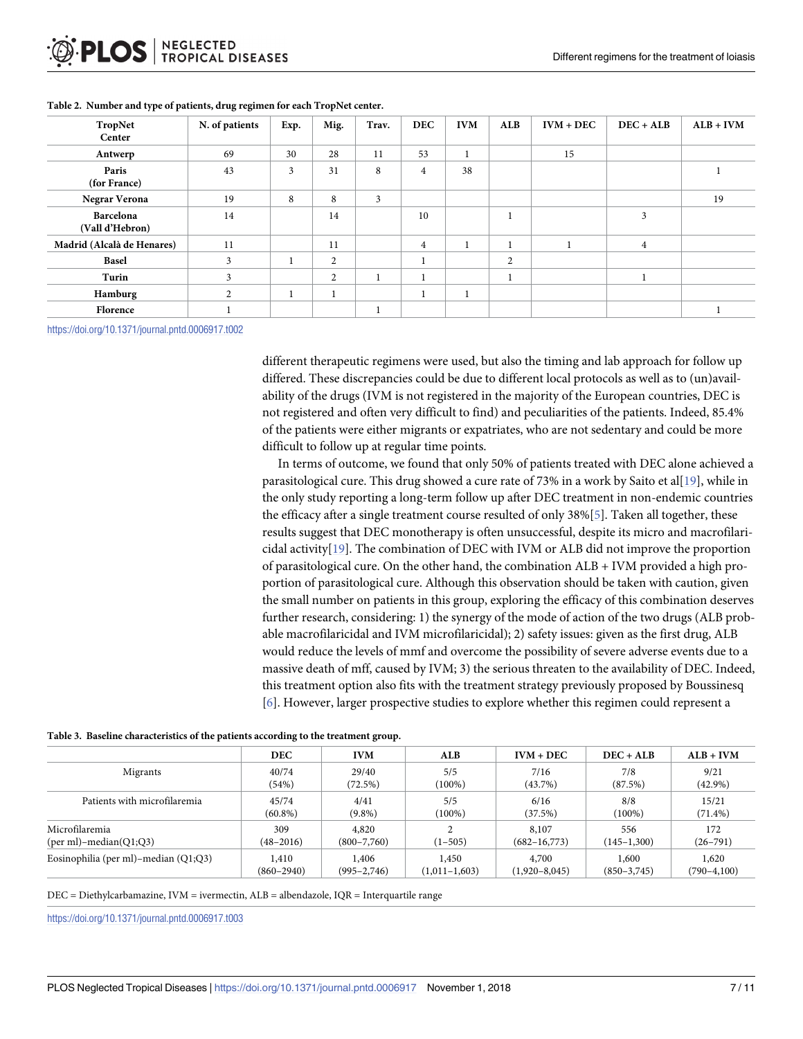**Table 2. Number and type of patients, drug regimen for each TropNet center.**

| TropNet Center | N. of patients | Exp. | Mig. | Trav. | DEC | IVM | ALB | IVM + DEC | DEC + ALB | ALB + IVM |
|---|---|---|---|---|---|---|---|---|---|---|
| **Antwerp** | 69 | 30 | 28 | 11 | 53 | 1 | | 15 | | |
| **Paris (for France)** | 43 | 3 | 31 | 8 | 4 | 38 | | | | 1 |
| **Negrar Verona** | 19 | 8 | 8 | 3 | | | | | | 19 |
| **Barcelona (Vall d'Hebron)** | 14 | | 14 | | 10 | | 1 | | 3 | |
| **Madrid (Alcalà de Henares)** | 11 | | 11 | | 4 | 1 | 1 | 1 | 4 | |
| **Basel** | 3 | 1 | 2 | | 1 | | 2 | | | |
| **Turin** | 3 | | 2 | 1 | 1 | | 1 | | 1 | |
| **Hamburg** | 2 | 1 | 1 | | 1 | 1 | | | | |
| **Florence** | 1 | | | 1 | | | | | | 1 |

https://doi.org/10.1371/journal.pntd.0006917.t002

different therapeutic regimens were used, but also the timing and lab approach for follow up differed. These discrepancies could be due to different local protocols as well as to (un)availability of the drugs (IVM is not registered in the majority of the European countries, DEC is not registered and often very difficult to find) and peculiarities of the patients. Indeed, 85.4% of the patients were either migrants or expatriates, who are not sedentary and could be more difficult to follow up at regular time points.

In terms of outcome, we found that only 50% of patients treated with DEC alone achieved a parasitological cure. This drug showed a cure rate of 73% in a work by Saito et al[19], while in the only study reporting a long-term follow up after DEC treatment in non-endemic countries the efficacy after a single treatment course resulted of only 38%[5]. Taken all together, these results suggest that DEC monotherapy is often unsuccessful, despite its micro and macrofilaricidal activity[19]. The combination of DEC with IVM or ALB did not improve the proportion of parasitological cure. On the other hand, the combination ALB + IVM provided a high proportion of parasitological cure. Although this observation should be taken with caution, given the small number on patients in this group, exploring the efficacy of this combination deserves further research, considering: 1) the synergy of the mode of action of the two drugs (ALB probable macrofilaricidal and IVM microfilaricidal); 2) safety issues: given as the first drug, ALB would reduce the levels of mmf and overcome the possibility of severe adverse events due to a massive death of mff, caused by IVM; 3) the serious threaten to the availability of DEC. Indeed, this treatment option also fits with the treatment strategy previously proposed by Boussinesq [6]. However, larger prospective studies to explore whether this regimen could represent a

**Table 3. Baseline characteristics of the patients according to the treatment group.**

| | DEC | IVM | ALB | IVM + DEC | DEC + ALB | ALB + IVM |
|---|---|---|---|---|---|---|
| Migrants | 40/74 (54%) | 29/40 (72.5%) | 5/5 (100%) | 7/16 (43.7%) | 7/8 (87.5%) | 9/21 (42.9%) |
| Patients with microfilaremia | 45/74 (60.8%) | 4/41 (9.8%) | 5/5 (100%) | 6/16 (37.5%) | 8/8 (100%) | 15/21 (71.4%) |
| Microfilaremia (per ml)–median(Q1;Q3) | 309 (48–2016) | 4,820 (800–7,760) | 2 (1–505) | 8,107 (682–16,773) | 556 (145–1,300) | 172 (26–791) |
| Eosinophilia (per ml)–median (Q1;Q3) | 1,410 (860–2940) | 1,406 (995–2,746) | 1,450 (1,011–1,603) | 4,700 (1,920–8,045) | 1,600 (850–3,745) | 1,620 (790–4,100) |

DEC = Diethylcarbamazine, IVM = ivermectin, ALB = albendazole, IQR = Interquartile range

https://doi.org/10.1371/journal.pntd.0006917.t003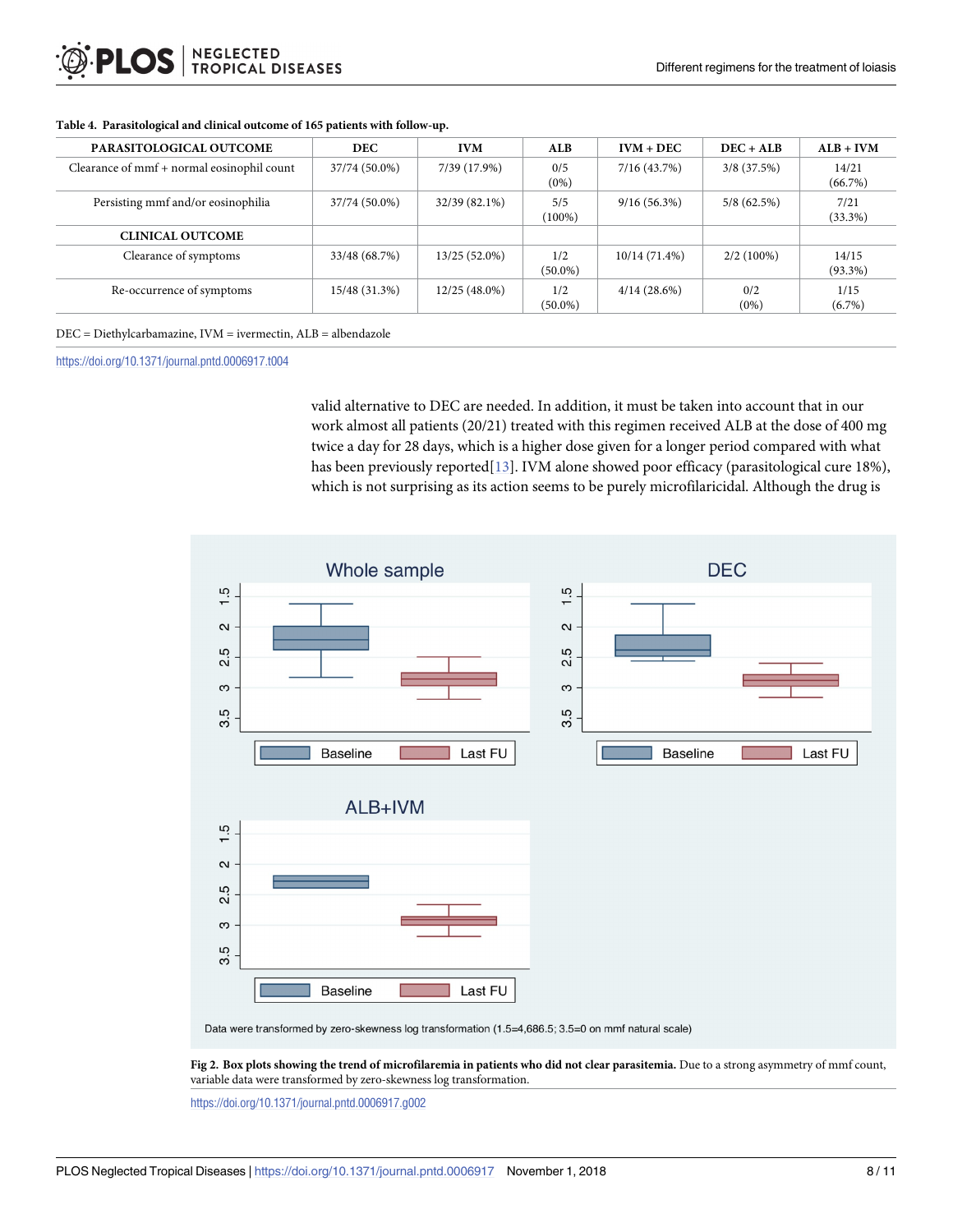**Table 4. Parasitological and clinical outcome of 165 patients with follow-up.**

| PARASITOLOGICAL OUTCOME | DEC | IVM | ALB | IVM + DEC | DEC + ALB | ALB + IVM |
|---|---|---|---|---|---|---|
| Clearance of mmf + normal eosinophil count | 37/74 (50.0%) | 7/39 (17.9%) | 0/5 (0%) | 7/16 (43.7%) | 3/8 (37.5%) | 14/21 (66.7%) |
| Persisting mmf and/or eosinophilia | 37/74 (50.0%) | 32/39 (82.1%) | 5/5 (100%) | 9/16 (56.3%) | 5/8 (62.5%) | 7/21 (33.3%) |
| **CLINICAL OUTCOME** | | | | | | |
| Clearance of symptoms | 33/48 (68.7%) | 13/25 (52.0%) | 1/2 (50.0%) | 10/14 (71.4%) | 2/2 (100%) | 14/15 (93.3%) |
| Re-occurrence of symptoms | 15/48 (31.3%) | 12/25 (48.0%) | 1/2 (50.0%) | 4/14 (28.6%) | 0/2 (0%) | 1/15 (6.7%) |

DEC = Diethylcarbamazine, IVM = ivermectin, ALB = albendazole

https://doi.org/10.1371/journal.pntd.0006917.t004

valid alternative to DEC are needed. In addition, it must be taken into account that in our work almost all patients (20/21) treated with this regimen received ALB at the dose of 400 mg twice a day for 28 days, which is a higher dose given for a longer period compared with what has been previously reported[13]. IVM alone showed poor efficacy (parasitological cure 18%), which is not surprising as its action seems to be purely microfilaricidal. Although the drug is

Data were transformed by zero-skewness log transformation (1.5=4,686.5; 3.5=0 on mmf natural scale)

**Fig 2. Box plots showing the trend of microfilaremia in patients who did not clear parasitemia.** Due to a strong asymmetry of mmf count, variable data were transformed by zero-skewness log transformation.

https://doi.org/10.1371/journal.pntd.0006917.g002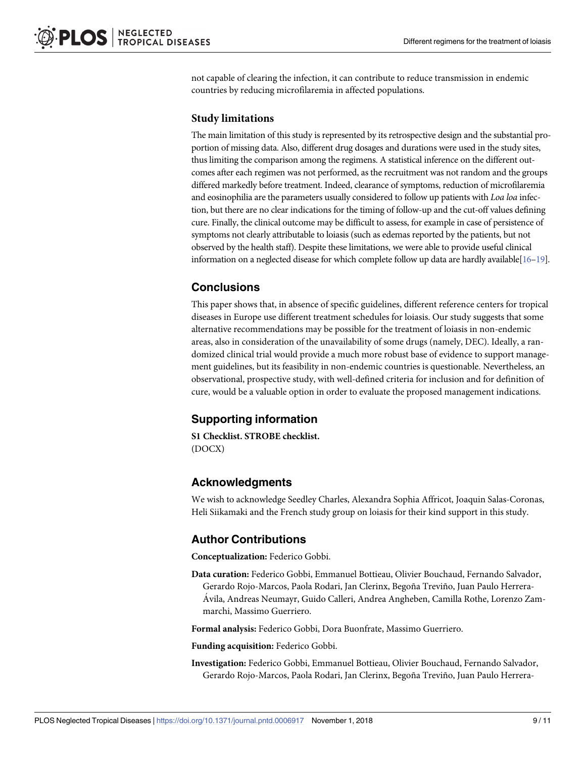not capable of clearing the infection, it can contribute to reduce transmission in endemic countries by reducing microfilaremia in affected populations.

### Study limitations

The main limitation of this study is represented by its retrospective design and the substantial proportion of missing data. Also, different drug dosages and durations were used in the study sites, thus limiting the comparison among the regimens. A statistical inference on the different outcomes after each regimen was not performed, as the recruitment was not random and the groups differed markedly before treatment. Indeed, clearance of symptoms, reduction of microfilaremia and eosinophilia are the parameters usually considered to follow up patients with *Loa loa* infection, but there are no clear indications for the timing of follow-up and the cut-off values defining cure. Finally, the clinical outcome may be difficult to assess, for example in case of persistence of symptoms not clearly attributable to loiasis (such as edemas reported by the patients, but not observed by the health staff). Despite these limitations, we were able to provide useful clinical information on a neglected disease for which complete follow up data are hardly available[16–19].

## Conclusions

This paper shows that, in absence of specific guidelines, different reference centers for tropical diseases in Europe use different treatment schedules for loiasis. Our study suggests that some alternative recommendations may be possible for the treatment of loiasis in non-endemic areas, also in consideration of the unavailability of some drugs (namely, DEC). Ideally, a randomized clinical trial would provide a much more robust base of evidence to support management guidelines, but its feasibility in non-endemic countries is questionable. Nevertheless, an observational, prospective study, with well-defined criteria for inclusion and for definition of cure, would be a valuable option in order to evaluate the proposed management indications.

## Supporting information

**S1 Checklist. STROBE checklist.**
(DOCX)

## Acknowledgments

We wish to acknowledge Seedley Charles, Alexandra Sophia Affricot, Joaquin Salas-Coronas, Heli Siikamaki and the French study group on loiasis for their kind support in this study.

## Author Contributions

**Conceptualization:** Federico Gobbi.

**Data curation:** Federico Gobbi, Emmanuel Bottieau, Olivier Bouchaud, Fernando Salvador, Gerardo Rojo-Marcos, Paola Rodari, Jan Clerinx, Begoña Treviño, Juan Paulo Herrera-Ávila, Andreas Neumayr, Guido Calleri, Andrea Angheben, Camilla Rothe, Lorenzo Zammarchi, Massimo Guerriero.

**Formal analysis:** Federico Gobbi, Dora Buonfrate, Massimo Guerriero.

**Funding acquisition:** Federico Gobbi.

**Investigation:** Federico Gobbi, Emmanuel Bottieau, Olivier Bouchaud, Fernando Salvador, Gerardo Rojo-Marcos, Paola Rodari, Jan Clerinx, Begoña Treviño, Juan Paulo Herrera-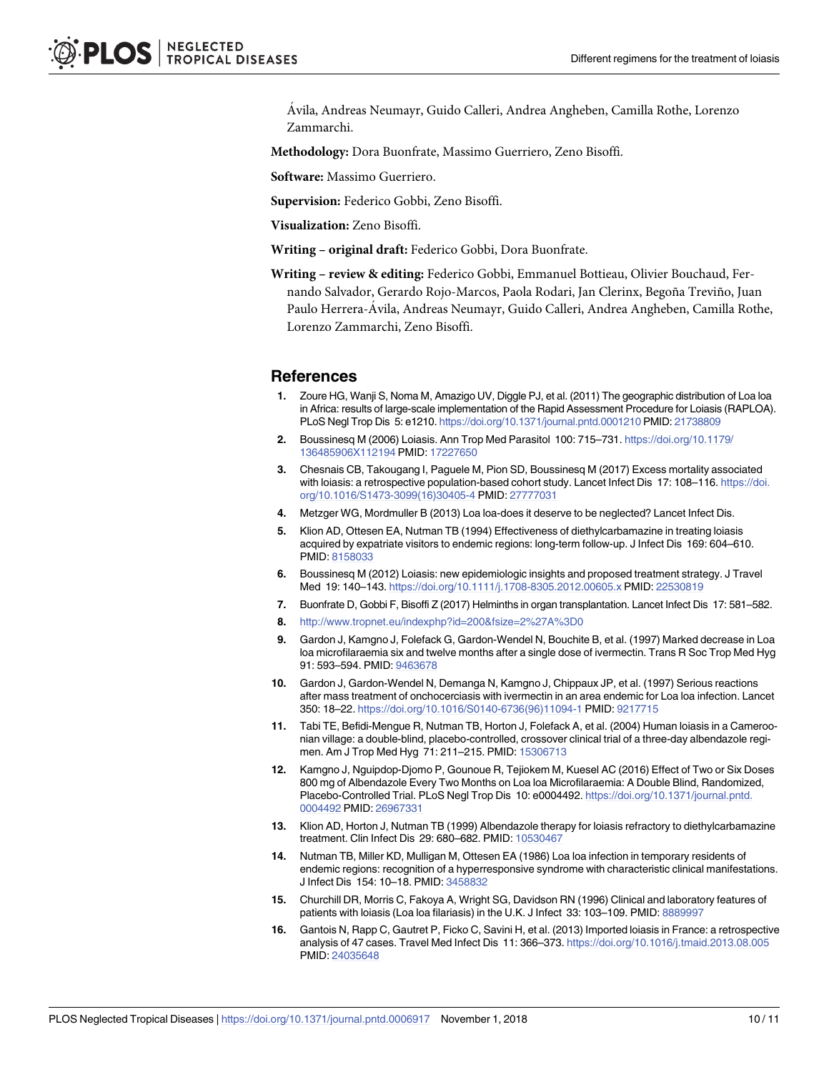Ávila, Andreas Neumayr, Guido Calleri, Andrea Angheben, Camilla Rothe, Lorenzo Zammarchi.

**Methodology:** Dora Buonfrate, Massimo Guerriero, Zeno Bisoffi.

**Software:** Massimo Guerriero.

**Supervision:** Federico Gobbi, Zeno Bisoffi.

**Visualization:** Zeno Bisoffi.

**Writing – original draft:** Federico Gobbi, Dora Buonfrate.

**Writing – review & editing:** Federico Gobbi, Emmanuel Bottieau, Olivier Bouchaud, Fernando Salvador, Gerardo Rojo-Marcos, Paola Rodari, Jan Clerinx, Begoña Treviño, Juan Paulo Herrera-Ávila, Andreas Neumayr, Guido Calleri, Andrea Angheben, Camilla Rothe, Lorenzo Zammarchi, Zeno Bisoffi.

## References

1. Zoure HG, Wanji S, Noma M, Amazigo UV, Diggle PJ, et al. (2011) The geographic distribution of Loa loa in Africa: results of large-scale implementation of the Rapid Assessment Procedure for Loiasis (RAPLOA). PLoS Negl Trop Dis 5: e1210. https://doi.org/10.1371/journal.pntd.0001210 PMID: 21738809
2. Boussinesq M (2006) Loiasis. Ann Trop Med Parasitol 100: 715–731. https://doi.org/10.1179/136485906X112194 PMID: 17227650
3. Chesnais CB, Takougang I, Paguele M, Pion SD, Boussinesq M (2017) Excess mortality associated with loiasis: a retrospective population-based cohort study. Lancet Infect Dis 17: 108–116. https://doi.org/10.1016/S1473-3099(16)30405-4 PMID: 27777031
4. Metzger WG, Mordmuller B (2013) Loa loa-does it deserve to be neglected? Lancet Infect Dis.
5. Klion AD, Ottesen EA, Nutman TB (1994) Effectiveness of diethylcarbamazine in treating loiasis acquired by expatriate visitors to endemic regions: long-term follow-up. J Infect Dis 169: 604–610. PMID: 8158033
6. Boussinesq M (2012) Loiasis: new epidemiologic insights and proposed treatment strategy. J Travel Med 19: 140–143. https://doi.org/10.1111/j.1708-8305.2012.00605.x PMID: 22530819
7. Buonfrate D, Gobbi F, Bisoffi Z (2017) Helminths in organ transplantation. Lancet Infect Dis 17: 581–582.
8. http://www.tropnet.eu/indexphp?id=200&fsize=2%27A%3D0
9. Gardon J, Kamgno J, Folefack G, Gardon-Wendel N, Bouchite B, et al. (1997) Marked decrease in Loa loa microfilaraemia six and twelve months after a single dose of ivermectin. Trans R Soc Trop Med Hyg 91: 593–594. PMID: 9463678
10. Gardon J, Gardon-Wendel N, Demanga N, Kamgno J, Chippaux JP, et al. (1997) Serious reactions after mass treatment of onchocerciasis with ivermectin in an area endemic for Loa loa infection. Lancet 350: 18–22. https://doi.org/10.1016/S0140-6736(96)11094-1 PMID: 9217715
11. Tabi TE, Befidi-Mengue R, Nutman TB, Horton J, Folefack A, et al. (2004) Human loiasis in a Cameroonian village: a double-blind, placebo-controlled, crossover clinical trial of a three-day albendazole regimen. Am J Trop Med Hyg 71: 211–215. PMID: 15306713
12. Kamgno J, Nguipdop-Djomo P, Gounoue R, Tejiokem M, Kuesel AC (2016) Effect of Two or Six Doses 800 mg of Albendazole Every Two Months on Loa loa Microfilaraemia: A Double Blind, Randomized, Placebo-Controlled Trial. PLoS Negl Trop Dis 10: e0004492. https://doi.org/10.1371/journal.pntd.0004492 PMID: 26967331
13. Klion AD, Horton J, Nutman TB (1999) Albendazole therapy for loiasis refractory to diethylcarbamazine treatment. Clin Infect Dis 29: 680–682. PMID: 10530467
14. Nutman TB, Miller KD, Mulligan M, Ottesen EA (1986) Loa loa infection in temporary residents of endemic regions: recognition of a hyperresponsive syndrome with characteristic clinical manifestations. J Infect Dis 154: 10–18. PMID: 3458832
15. Churchill DR, Morris C, Fakoya A, Wright SG, Davidson RN (1996) Clinical and laboratory features of patients with loiasis (Loa loa filariasis) in the U.K. J Infect 33: 103–109. PMID: 8889997
16. Gantois N, Rapp C, Gautret P, Ficko C, Savini H, et al. (2013) Imported loiasis in France: a retrospective analysis of 47 cases. Travel Med Infect Dis 11: 366–373. https://doi.org/10.1016/j.tmaid.2013.08.005 PMID: 24035648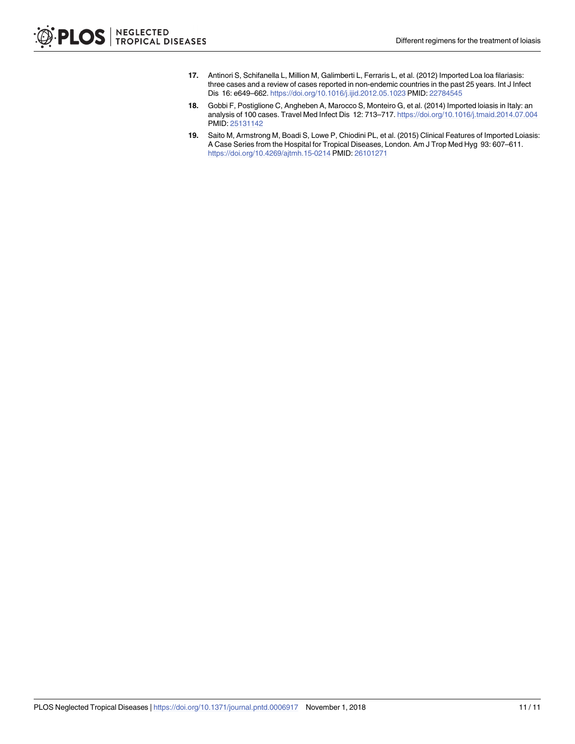17. Antinori S, Schifanella L, Million M, Galimberti L, Ferraris L, et al. (2012) Imported Loa loa filariasis: three cases and a review of cases reported in non-endemic countries in the past 25 years. Int J Infect Dis 16: e649–662. https://doi.org/10.1016/j.ijid.2012.05.1023 PMID: 22784545

18. Gobbi F, Postiglione C, Angheben A, Marocco S, Monteiro G, et al. (2014) Imported loiasis in Italy: an analysis of 100 cases. Travel Med Infect Dis 12: 713–717. https://doi.org/10.1016/j.tmaid.2014.07.004 PMID: 25131142

19. Saito M, Armstrong M, Boadi S, Lowe P, Chiodini PL, et al. (2015) Clinical Features of Imported Loiasis: A Case Series from the Hospital for Tropical Diseases, London. Am J Trop Med Hyg 93: 607–611. https://doi.org/10.4269/ajtmh.15-0214 PMID: 26101271